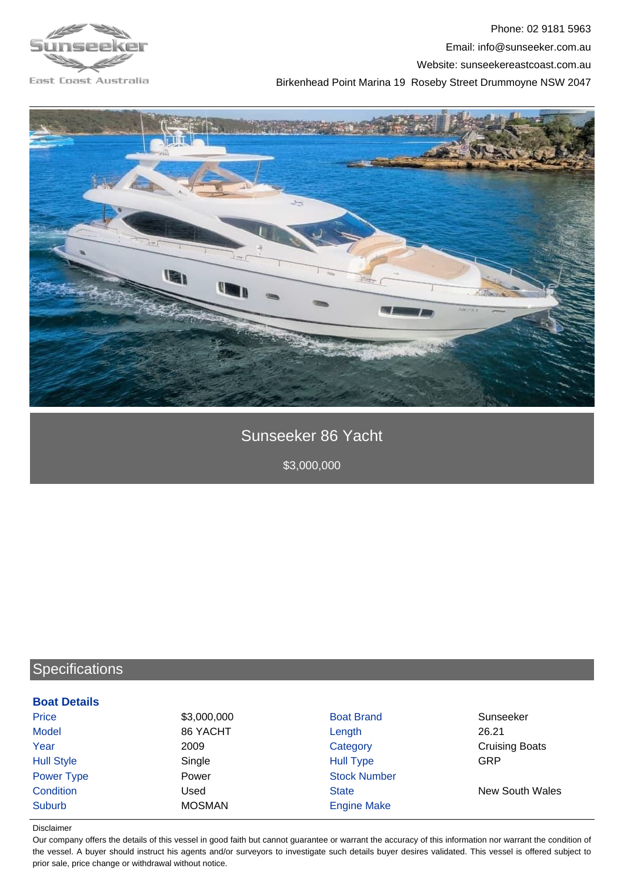Phone: 02 9181 5963
Email: info@sunseeker.com.au
Website: sunseekereastcoast.com.au
Birkenhead Point Marina 19 Roseby Street Drummoyne NSW 2047

# Sunseeker 86 Yacht

$3,000,000

## Specifications

### Boat Details

| | | | |
|---|---|---|---|
| Price | $3,000,000 | Boat Brand | Sunseeker |
| Model | 86 YACHT | Length | 26.21 |
| Year | 2009 | Category | Cruising Boats |
| Hull Style | Single | Hull Type | GRP |
| Power Type | Power | Stock Number | |
| Condition | Used | State | New South Wales |
| Suburb | MOSMAN | Engine Make | |

Disclaimer

Our company offers the details of this vessel in good faith but cannot guarantee or warrant the accuracy of this information nor warrant the condition of the vessel. A buyer should instruct his agents and/or surveyors to investigate such details buyer desires validated. This vessel is offered subject to prior sale, price change or withdrawal without notice.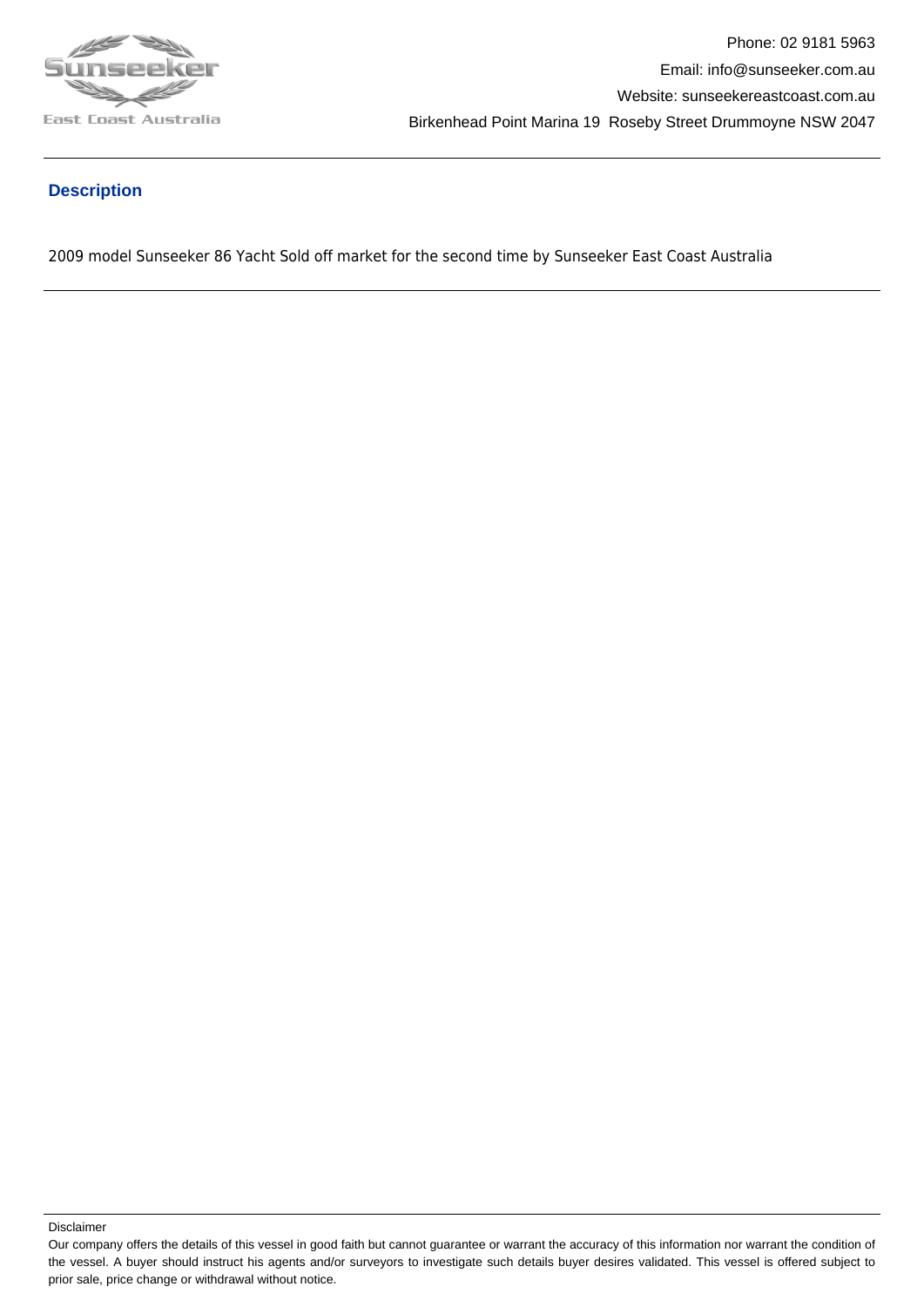Phone: 02 9181 5963

Email: info@sunseeker.com.au

Website: sunseekereastcoast.com.au

Birkenhead Point Marina 19 Roseby Street Drummoyne NSW 2047

## Description

2009 model Sunseeker 86 Yacht Sold off market for the second time by Sunseeker East Coast Australia

Disclaimer

Our company offers the details of this vessel in good faith but cannot guarantee or warrant the accuracy of this information nor warrant the condition of the vessel. A buyer should instruct his agents and/or surveyors to investigate such details buyer desires validated. This vessel is offered subject to prior sale, price change or withdrawal without notice.